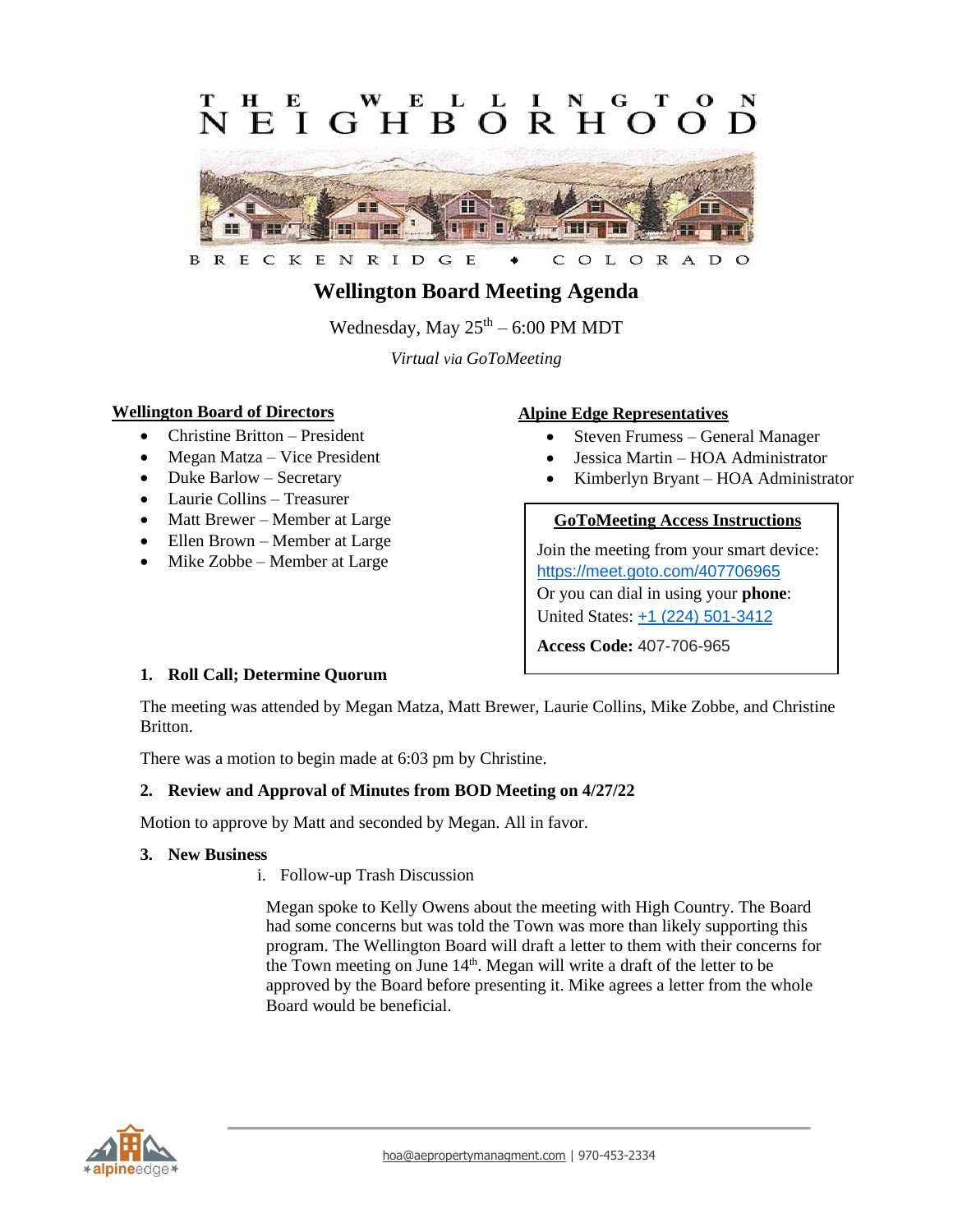THE WELLINGTON NEIGHBORHOOD

BRECKENRIDGE • COLORADO

# Wellington Board Meeting Agenda

Wednesday, May 25th – 6:00 PM MDT

*Virtual via GoToMeeting*

**Wellington Board of Directors**

- Christine Britton – President
- Megan Matza – Vice President
- Duke Barlow – Secretary
- Laurie Collins – Treasurer
- Matt Brewer – Member at Large
- Ellen Brown – Member at Large
- Mike Zobbe – Member at Large

**Alpine Edge Representatives**

- Steven Frumess – General Manager
- Jessica Martin – HOA Administrator
- Kimberlyn Bryant – HOA Administrator

**GoToMeeting Access Instructions**

Join the meeting from your smart device: https://meet.goto.com/407706965
Or you can dial in using your **phone**:
United States: +1 (224) 501-3412

**Access Code:** 407-706-965

### 1. Roll Call; Determine Quorum

The meeting was attended by Megan Matza, Matt Brewer, Laurie Collins, Mike Zobbe, and Christine Britton.

There was a motion to begin made at 6:03 pm by Christine.

### 2. Review and Approval of Minutes from BOD Meeting on 4/27/22

Motion to approve by Matt and seconded by Megan. All in favor.

### 3. New Business

i. Follow-up Trash Discussion

Megan spoke to Kelly Owens about the meeting with High Country. The Board had some concerns but was told the Town was more than likely supporting this program. The Wellington Board will draft a letter to them with their concerns for the Town meeting on June 14th. Megan will write a draft of the letter to be approved by the Board before presenting it. Mike agrees a letter from the whole Board would be beneficial.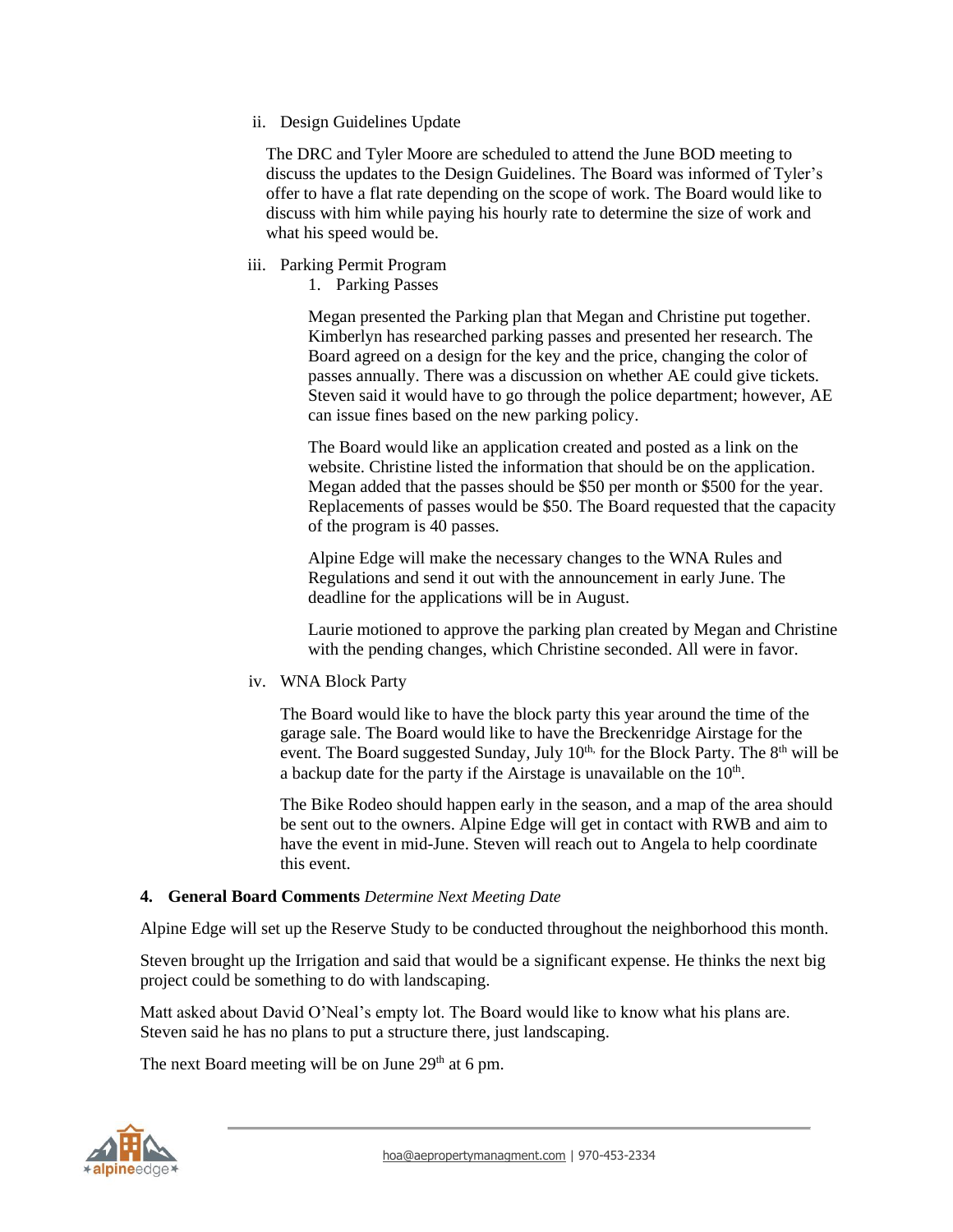ii. Design Guidelines Update

The DRC and Tyler Moore are scheduled to attend the June BOD meeting to discuss the updates to the Design Guidelines. The Board was informed of Tyler's offer to have a flat rate depending on the scope of work. The Board would like to discuss with him while paying his hourly rate to determine the size of work and what his speed would be.

iii. Parking Permit Program

1. Parking Passes

Megan presented the Parking plan that Megan and Christine put together. Kimberlyn has researched parking passes and presented her research. The Board agreed on a design for the key and the price, changing the color of passes annually. There was a discussion on whether AE could give tickets. Steven said it would have to go through the police department; however, AE can issue fines based on the new parking policy.

The Board would like an application created and posted as a link on the website. Christine listed the information that should be on the application. Megan added that the passes should be $50 per month or $500 for the year. Replacements of passes would be $50. The Board requested that the capacity of the program is 40 passes.

Alpine Edge will make the necessary changes to the WNA Rules and Regulations and send it out with the announcement in early June. The deadline for the applications will be in August.

Laurie motioned to approve the parking plan created by Megan and Christine with the pending changes, which Christine seconded. All were in favor.

iv. WNA Block Party

The Board would like to have the block party this year around the time of the garage sale. The Board would like to have the Breckenridge Airstage for the event. The Board suggested Sunday, July 10th, for the Block Party. The 8th will be a backup date for the party if the Airstage is unavailable on the 10th.

The Bike Rodeo should happen early in the season, and a map of the area should be sent out to the owners. Alpine Edge will get in contact with RWB and aim to have the event in mid-June. Steven will reach out to Angela to help coordinate this event.

**4. General Board Comments** *Determine Next Meeting Date*

Alpine Edge will set up the Reserve Study to be conducted throughout the neighborhood this month.

Steven brought up the Irrigation and said that would be a significant expense. He thinks the next big project could be something to do with landscaping.

Matt asked about David O'Neal's empty lot. The Board would like to know what his plans are. Steven said he has no plans to put a structure there, just landscaping.

The next Board meeting will be on June 29th at 6 pm.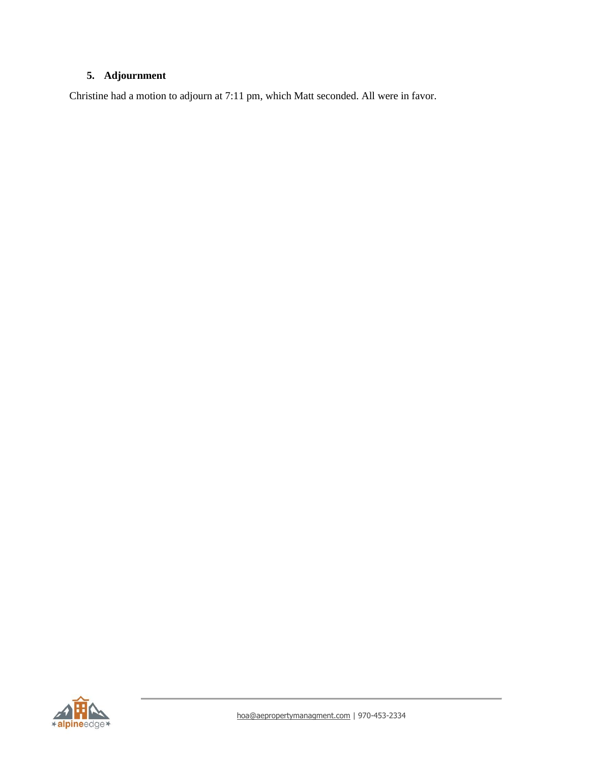## 5. Adjournment

Christine had a motion to adjourn at 7:11 pm, which Matt seconded. All were in favor.